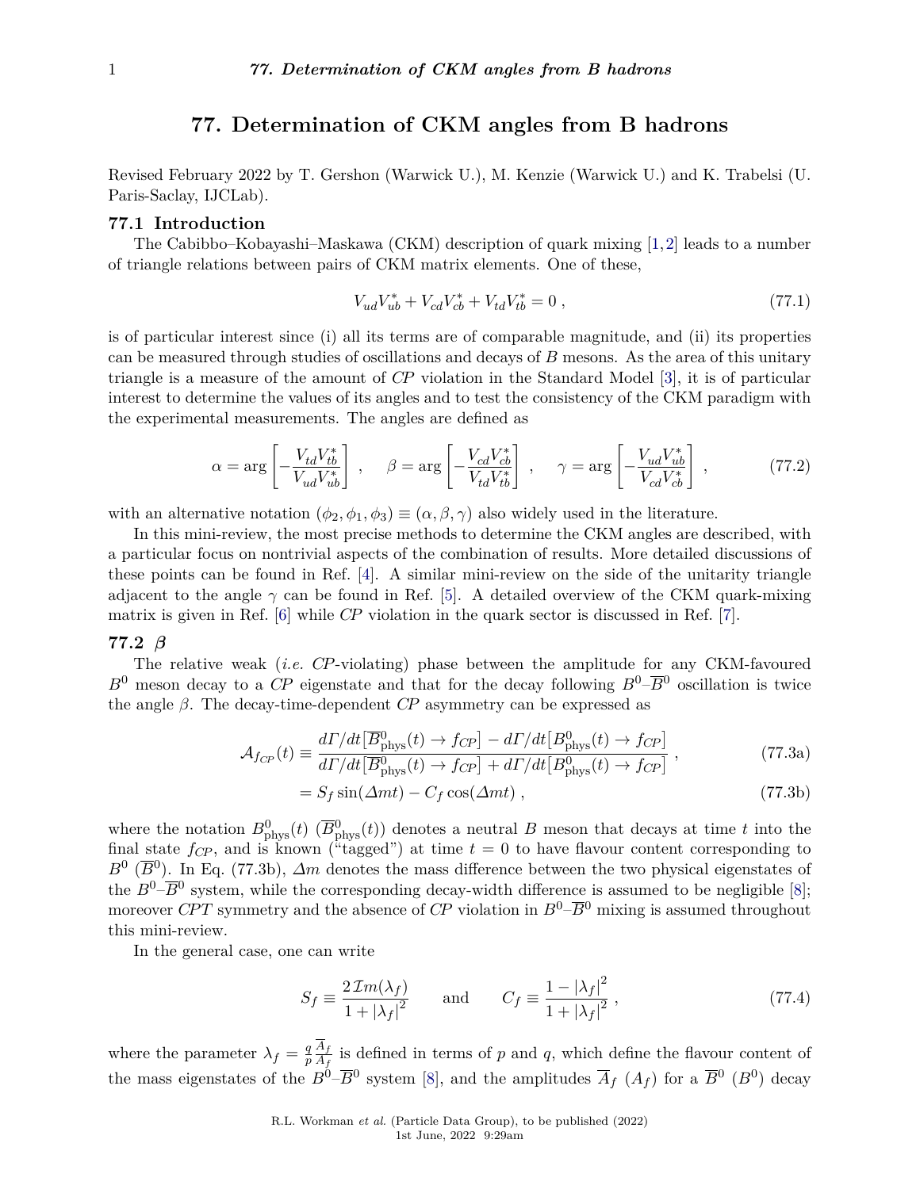# 77. Determination of CKM angles from B hadrons

Revised February 2022 by T. Gershon (Warwick U.), M. Kenzie (Warwick U.) and K. Trabelsi (U. Paris-Saclay, IJCLab).

## 77.1 Introduction

The Cabibbo–Kobayashi–Maskawa (CKM) description of quark mixing [1,2] leads to a number of triangle relations between pairs of CKM matrix elements. One of these,

$$V_{ud}V_{ub}^* + V_{cd}V_{cb}^* + V_{td}V_{tb}^* = 0 \,, \tag{77.1}$$

is of particular interest since (i) all its terms are of comparable magnitude, and (ii) its properties can be measured through studies of oscillations and decays of $B$ mesons. As the area of this unitary triangle is a measure of the amount of *CP* violation in the Standard Model [3], it is of particular interest to determine the values of its angles and to test the consistency of the CKM paradigm with the experimental measurements. The angles are defined as

$$\alpha = \arg\left[-\frac{V_{td}V_{tb}^*}{V_{ud}V_{ub}^*}\right] \,, \quad \beta = \arg\left[-\frac{V_{cd}V_{cb}^*}{V_{td}V_{tb}^*}\right] \,, \quad \gamma = \arg\left[-\frac{V_{ud}V_{ub}^*}{V_{cd}V_{cb}^*}\right] \,, \tag{77.2}$$

with an alternative notation $(\phi_2, \phi_1, \phi_3) \equiv (\alpha, \beta, \gamma)$ also widely used in the literature.

In this mini-review, the most precise methods to determine the CKM angles are described, with a particular focus on nontrivial aspects of the combination of results. More detailed discussions of these points can be found in Ref. [4]. A similar mini-review on the side of the unitarity triangle adjacent to the angle $\gamma$ can be found in Ref. [5]. A detailed overview of the CKM quark-mixing matrix is given in Ref. [6] while *CP* violation in the quark sector is discussed in Ref. [7].

## 77.2 $\beta$

The relative weak (*i.e.* *CP*-violating) phase between the amplitude for any CKM-favoured $B^0$ meson decay to a *CP* eigenstate and that for the decay following $B^0$–$\overline{B}^0$ oscillation is twice the angle $\beta$. The decay-time-dependent *CP* asymmetry can be expressed as

$$\mathcal{A}_{f_{CP}}(t) \equiv \frac{d\Gamma/dt[\overline{B}^0_{\rm phys}(t) \to f_{CP}] - d\Gamma/dt[B^0_{\rm phys}(t) \to f_{CP}]}{d\Gamma/dt[\overline{B}^0_{\rm phys}(t) \to f_{CP}] + d\Gamma/dt[B^0_{\rm phys}(t) \to f_{CP}]} \,, \tag{77.3a}$$

$$= S_f \sin(\Delta m t) - C_f \cos(\Delta m t) \,, \tag{77.3b}$$

where the notation $B^0_{\rm phys}(t)$ ($\overline{B}^0_{\rm phys}(t)$) denotes a neutral $B$ meson that decays at time $t$ into the final state $f_{CP}$, and is known ("tagged") at time $t = 0$ to have flavour content corresponding to $B^0$ ($\overline{B}^0$). In Eq. (77.3b), $\Delta m$ denotes the mass difference between the two physical eigenstates of the $B^0$–$\overline{B}^0$ system, while the corresponding decay-width difference is assumed to be negligible [8]; moreover *CPT* symmetry and the absence of *CP* violation in $B^0$–$\overline{B}^0$ mixing is assumed throughout this mini-review.

In the general case, one can write

$$S_f \equiv \frac{2\,\mathcal{I}m(\lambda_f)}{1 + |\lambda_f|^2} \qquad \text{and} \qquad C_f \equiv \frac{1 - |\lambda_f|^2}{1 + |\lambda_f|^2} \,, \tag{77.4}$$

where the parameter $\lambda_f = \frac{q}{p}\frac{\overline{A}_f}{A_f}$ is defined in terms of $p$ and $q$, which define the flavour content of the mass eigenstates of the $B^0$–$\overline{B}^0$ system [8], and the amplitudes $\overline{A}_f$ ($A_f$) for a $\overline{B}^0$ ($B^0$) decay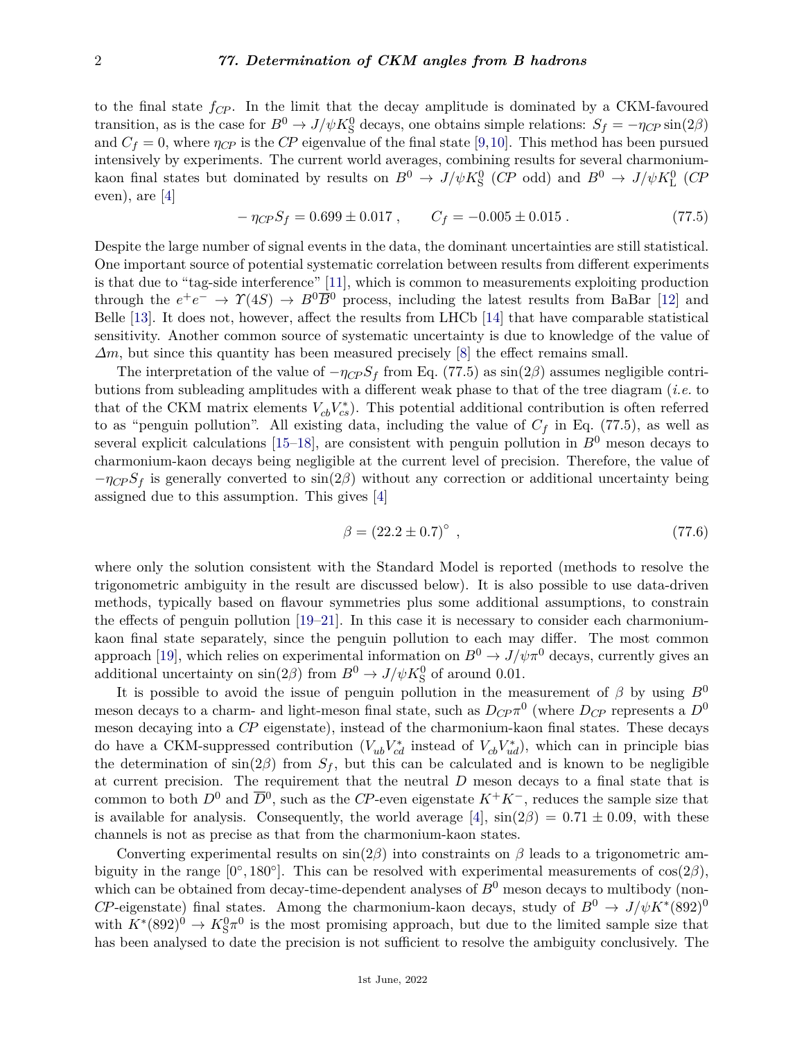to the final state $f_{CP}$. In the limit that the decay amplitude is dominated by a CKM-favoured transition, as is the case for $B^0 \to J/\psi K^0_S$ decays, one obtains simple relations: $S_f = -\eta_{CP} \sin(2\beta)$ and $C_f = 0$, where $\eta_{CP}$ is the $CP$ eigenvalue of the final state [9,10]. This method has been pursued intensively by experiments. The current world averages, combining results for several charmonium-kaon final states but dominated by results on $B^0 \to J/\psi K^0_S$ ($CP$ odd) and $B^0 \to J/\psi K^0_L$ ($CP$ even), are [4]

$$-\eta_{CP} S_f = 0.699 \pm 0.017 \,, \qquad C_f = -0.005 \pm 0.015 \,. \tag{77.5}$$

Despite the large number of signal events in the data, the dominant uncertainties are still statistical. One important source of potential systematic correlation between results from different experiments is that due to "tag-side interference" [11], which is common to measurements exploiting production through the $e^+e^- \to \Upsilon(4S) \to B^0\overline{B}^0$ process, including the latest results from BaBar [12] and Belle [13]. It does not, however, affect the results from LHCb [14] that have comparable statistical sensitivity. Another common source of systematic uncertainty is due to knowledge of the value of $\Delta m$, but since this quantity has been measured precisely [8] the effect remains small.

The interpretation of the value of $-\eta_{CP} S_f$ from Eq. (77.5) as $\sin(2\beta)$ assumes negligible contributions from subleading amplitudes with a different weak phase to that of the tree diagram (*i.e.* to that of the CKM matrix elements $V_{cb}V^*_{cs}$). This potential additional contribution is often referred to as "penguin pollution". All existing data, including the value of $C_f$ in Eq. (77.5), as well as several explicit calculations [15–18], are consistent with penguin pollution in $B^0$ meson decays to charmonium-kaon decays being negligible at the current level of precision. Therefore, the value of $-\eta_{CP} S_f$ is generally converted to $\sin(2\beta)$ without any correction or additional uncertainty being assigned due to this assumption. This gives [4]

$$\beta = (22.2 \pm 0.7)^\circ \,, \tag{77.6}$$

where only the solution consistent with the Standard Model is reported (methods to resolve the trigonometric ambiguity in the result are discussed below). It is also possible to use data-driven methods, typically based on flavour symmetries plus some additional assumptions, to constrain the effects of penguin pollution [19–21]. In this case it is necessary to consider each charmonium-kaon final state separately, since the penguin pollution to each may differ. The most common approach [19], which relies on experimental information on $B^0 \to J/\psi \pi^0$ decays, currently gives an additional uncertainty on $\sin(2\beta)$ from $B^0 \to J/\psi K^0_S$ of around 0.01.

It is possible to avoid the issue of penguin pollution in the measurement of $\beta$ by using $B^0$ meson decays to a charm- and light-meson final state, such as $D_{CP}\pi^0$ (where $D_{CP}$ represents a $D^0$ meson decaying into a $CP$ eigenstate), instead of the charmonium-kaon final states. These decays do have a CKM-suppressed contribution ($V_{ub}V^*_{cd}$ instead of $V_{cb}V^*_{ud}$), which can in principle bias the determination of $\sin(2\beta)$ from $S_f$, but this can be calculated and is known to be negligible at current precision. The requirement that the neutral $D$ meson decays to a final state that is common to both $D^0$ and $\overline{D}^0$, such as the $CP$-even eigenstate $K^+K^-$, reduces the sample size that is available for analysis. Consequently, the world average [4], $\sin(2\beta) = 0.71 \pm 0.09$, with these channels is not as precise as that from the charmonium-kaon states.

Converting experimental results on $\sin(2\beta)$ into constraints on $\beta$ leads to a trigonometric ambiguity in the range $[0^\circ, 180^\circ]$. This can be resolved with experimental measurements of $\cos(2\beta)$, which can be obtained from decay-time-dependent analyses of $B^0$ meson decays to multibody (non-$CP$-eigenstate) final states. Among the charmonium-kaon decays, study of $B^0 \to J/\psi K^*(892)^0$ with $K^*(892)^0 \to K^0_S\pi^0$ is the most promising approach, but due to the limited sample size that has been analysed to date the precision is not sufficient to resolve the ambiguity conclusively. The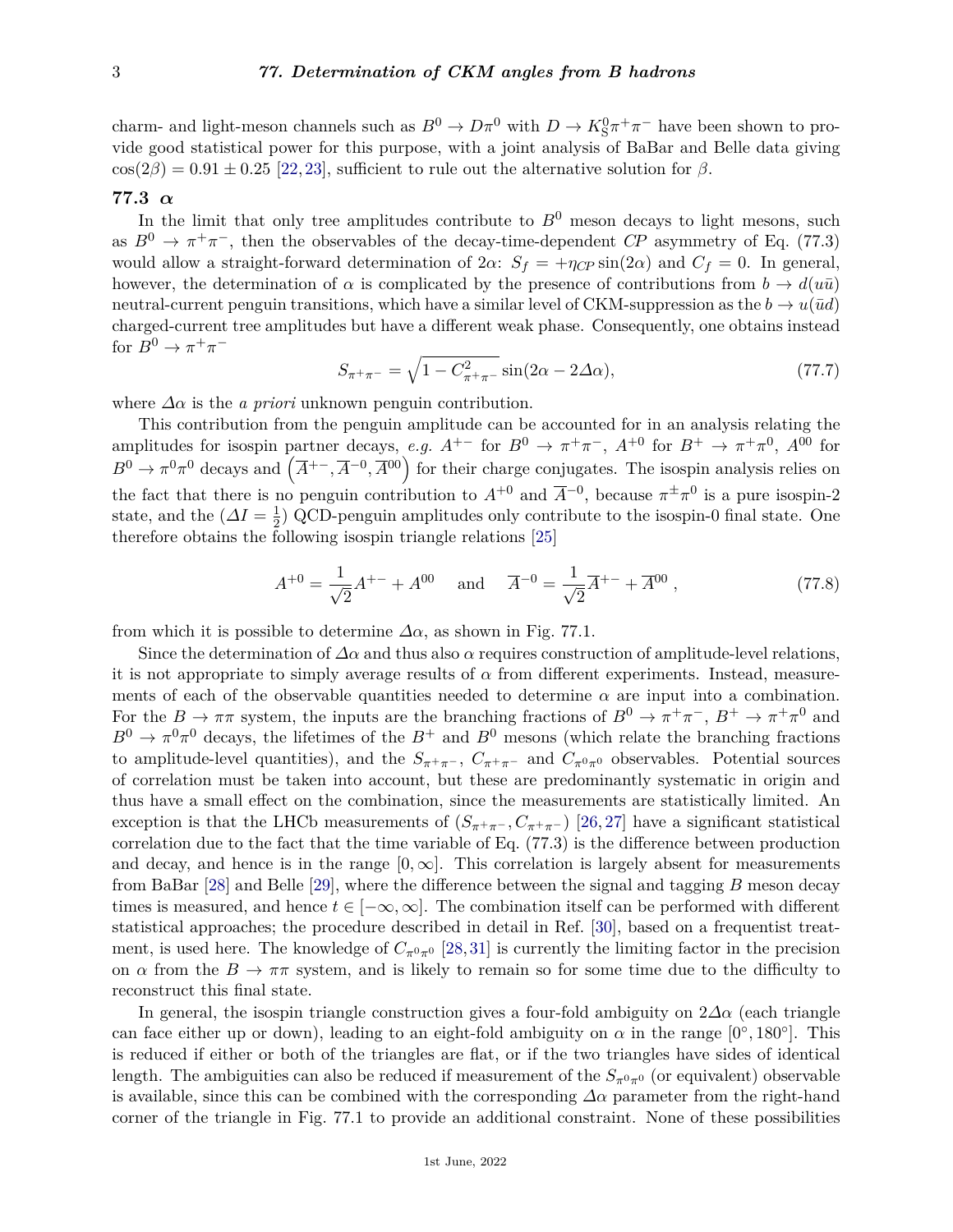charm- and light-meson channels such as $B^0 \to D\pi^0$ with $D \to K^0_S\pi^+\pi^-$ have been shown to provide good statistical power for this purpose, with a joint analysis of BaBar and Belle data giving $\cos(2\beta) = 0.91 \pm 0.25$ [22, 23], sufficient to rule out the alternative solution for $\beta$.

## 77.3 $\alpha$

In the limit that only tree amplitudes contribute to $B^0$ meson decays to light mesons, such as $B^0 \to \pi^+\pi^-$, then the observables of the decay-time-dependent *CP* asymmetry of Eq. (77.3) would allow a straight-forward determination of $2\alpha$: $S_f = +\eta_{CP}\sin(2\alpha)$ and $C_f = 0$. In general, however, the determination of $\alpha$ is complicated by the presence of contributions from $b \to d(u\bar{u})$ neutral-current penguin transitions, which have a similar level of CKM-suppression as the $b \to u(\bar{u}d)$ charged-current tree amplitudes but have a different weak phase. Consequently, one obtains instead for $B^0 \to \pi^+\pi^-$

$$S_{\pi^+\pi^-} = \sqrt{1 - C^2_{\pi^+\pi^-}}\,\sin(2\alpha - 2\Delta\alpha), \tag{77.7}$$

where $\Delta\alpha$ is the *a priori* unknown penguin contribution.

This contribution from the penguin amplitude can be accounted for in an analysis relating the amplitudes for isospin partner decays, *e.g.* $A^{+-}$ for $B^0 \to \pi^+\pi^-$, $A^{+0}$ for $B^+ \to \pi^+\pi^0$, $A^{00}$ for $B^0 \to \pi^0\pi^0$ decays and $\left(\overline{A}^{+-}, \overline{A}^{-0}, \overline{A}^{00}\right)$ for their charge conjugates. The isospin analysis relies on the fact that there is no penguin contribution to $A^{+0}$ and $\overline{A}^{-0}$, because $\pi^\pm\pi^0$ is a pure isospin-2 state, and the ($\Delta I = \frac{1}{2}$) QCD-penguin amplitudes only contribute to the isospin-0 final state. One therefore obtains the following isospin triangle relations [25]

$$A^{+0} = \frac{1}{\sqrt{2}}A^{+-} + A^{00} \quad \text{and} \quad \overline{A}^{-0} = \frac{1}{\sqrt{2}}\overline{A}^{+-} + \overline{A}^{00}\,, \tag{77.8}$$

from which it is possible to determine $\Delta\alpha$, as shown in Fig. 77.1.

Since the determination of $\Delta\alpha$ and thus also $\alpha$ requires construction of amplitude-level relations, it is not appropriate to simply average results of $\alpha$ from different experiments. Instead, measurements of each of the observable quantities needed to determine $\alpha$ are input into a combination. For the $B \to \pi\pi$ system, the inputs are the branching fractions of $B^0 \to \pi^+\pi^-$, $B^+ \to \pi^+\pi^0$ and $B^0 \to \pi^0\pi^0$ decays, the lifetimes of the $B^+$ and $B^0$ mesons (which relate the branching fractions to amplitude-level quantities), and the $S_{\pi^+\pi^-}$, $C_{\pi^+\pi^-}$ and $C_{\pi^0\pi^0}$ observables. Potential sources of correlation must be taken into account, but these are predominantly systematic in origin and thus have a small effect on the combination, since the measurements are statistically limited. An exception is that the LHCb measurements of $(S_{\pi^+\pi^-}, C_{\pi^+\pi^-})$ [26, 27] have a significant statistical correlation due to the fact that the time variable of Eq. (77.3) is the difference between production and decay, and hence is in the range $[0, \infty]$. This correlation is largely absent for measurements from BaBar [28] and Belle [29], where the difference between the signal and tagging $B$ meson decay times is measured, and hence $t \in [-\infty, \infty]$. The combination itself can be performed with different statistical approaches; the procedure described in detail in Ref. [30], based on a frequentist treatment, is used here. The knowledge of $C_{\pi^0\pi^0}$ [28, 31] is currently the limiting factor in the precision on $\alpha$ from the $B \to \pi\pi$ system, and is likely to remain so for some time due to the difficulty to reconstruct this final state.

In general, the isospin triangle construction gives a four-fold ambiguity on $2\Delta\alpha$ (each triangle can face either up or down), leading to an eight-fold ambiguity on $\alpha$ in the range $[0°, 180°]$. This is reduced if either or both of the triangles are flat, or if the two triangles have sides of identical length. The ambiguities can also be reduced if measurement of the $S_{\pi^0\pi^0}$ (or equivalent) observable is available, since this can be combined with the corresponding $\Delta\alpha$ parameter from the right-hand corner of the triangle in Fig. 77.1 to provide an additional constraint. None of these possibilities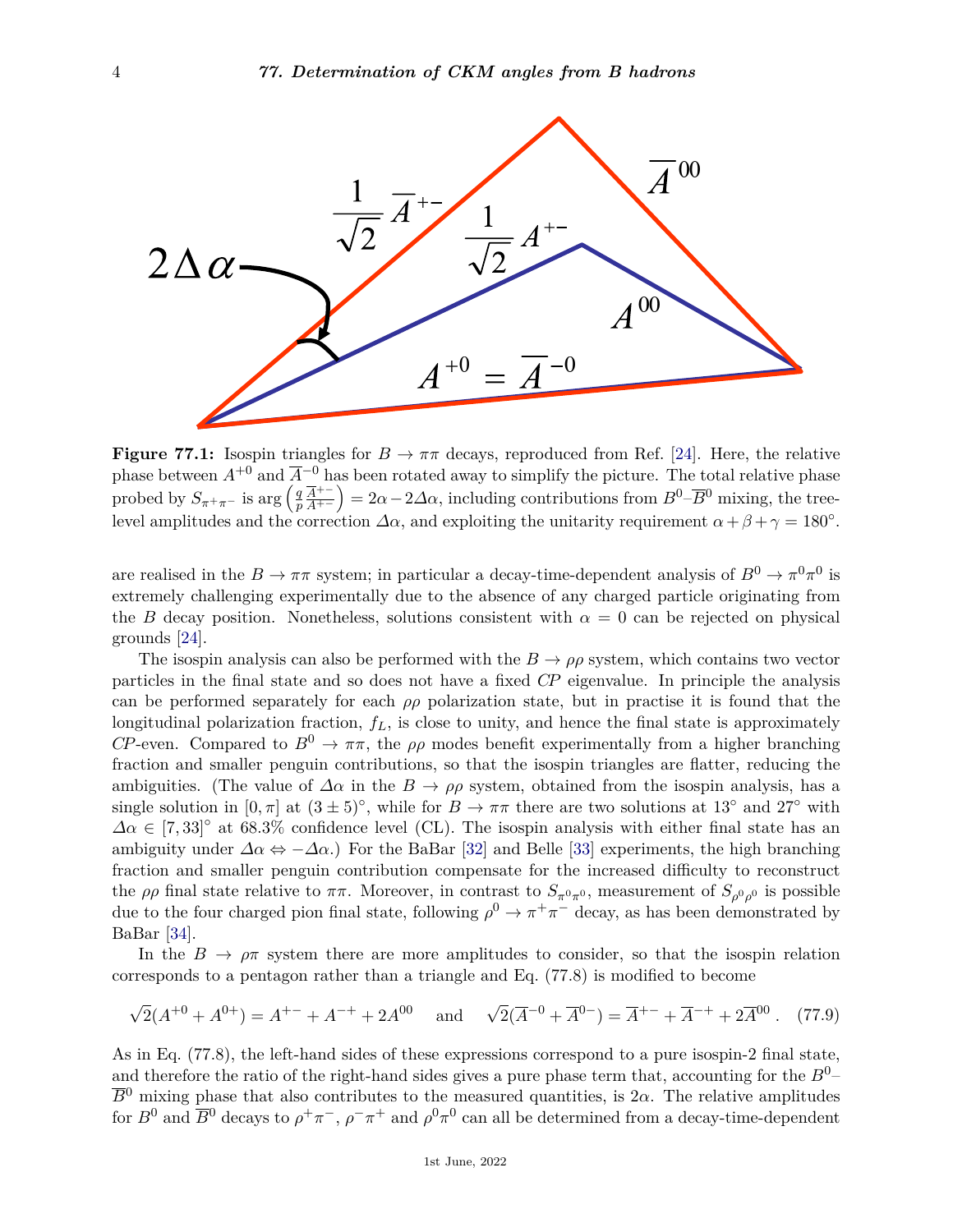**Figure 77.1:** Isospin triangles for $B \to \pi\pi$ decays, reproduced from Ref. [24]. Here, the relative phase between $A^{+0}$ and $\overline{A}^{-0}$ has been rotated away to simplify the picture. The total relative phase probed by $S_{\pi^+\pi^-}$ is $\arg\left(\frac{q}{p}\frac{\overline{A}^{+-}}{A^{+-}}\right) = 2\alpha - 2\Delta\alpha$, including contributions from $B^0$–$\overline{B}^0$ mixing, the tree-level amplitudes and the correction $\Delta\alpha$, and exploiting the unitarity requirement $\alpha + \beta + \gamma = 180°$.

are realised in the $B \to \pi\pi$ system; in particular a decay-time-dependent analysis of $B^0 \to \pi^0\pi^0$ is extremely challenging experimentally due to the absence of any charged particle originating from the $B$ decay position. Nonetheless, solutions consistent with $\alpha = 0$ can be rejected on physical grounds [24].

The isospin analysis can also be performed with the $B \to \rho\rho$ system, which contains two vector particles in the final state and so does not have a fixed *CP* eigenvalue. In principle the analysis can be performed separately for each $\rho\rho$ polarization state, but in practise it is found that the longitudinal polarization fraction, $f_L$, is close to unity, and hence the final state is approximately *CP*-even. Compared to $B^0 \to \pi\pi$, the $\rho\rho$ modes benefit experimentally from a higher branching fraction and smaller penguin contributions, so that the isospin triangles are flatter, reducing the ambiguities. (The value of $\Delta\alpha$ in the $B \to \rho\rho$ system, obtained from the isospin analysis, has a single solution in $[0, \pi]$ at $(3 \pm 5)°$, while for $B \to \pi\pi$ there are two solutions at $13°$ and $27°$ with $\Delta\alpha \in [7, 33]°$ at 68.3% confidence level (CL). The isospin analysis with either final state has an ambiguity under $\Delta\alpha \Leftrightarrow -\Delta\alpha$.) For the BaBar [32] and Belle [33] experiments, the high branching fraction and smaller penguin contribution compensate for the increased difficulty to reconstruct the $\rho\rho$ final state relative to $\pi\pi$. Moreover, in contrast to $S_{\pi^0\pi^0}$, measurement of $S_{\rho^0\rho^0}$ is possible due to the four charged pion final state, following $\rho^0 \to \pi^+\pi^-$ decay, as has been demonstrated by BaBar [34].

In the $B \to \rho\pi$ system there are more amplitudes to consider, so that the isospin relation corresponds to a pentagon rather than a triangle and Eq. (77.8) is modified to become

$$\sqrt{2}(A^{+0} + A^{0+}) = A^{+-} + A^{-+} + 2A^{00} \quad \text{and} \quad \sqrt{2}(\overline{A}^{-0} + \overline{A}^{0-}) = \overline{A}^{+-} + \overline{A}^{-+} + 2\overline{A}^{00}\,. \tag{77.9}$$

As in Eq. (77.8), the left-hand sides of these expressions correspond to a pure isospin-2 final state, and therefore the ratio of the right-hand sides gives a pure phase term that, accounting for the $B^0$–$\overline{B}^0$ mixing phase that also contributes to the measured quantities, is $2\alpha$. The relative amplitudes for $B^0$ and $\overline{B}^0$ decays to $\rho^+\pi^-$, $\rho^-\pi^+$ and $\rho^0\pi^0$ can all be determined from a decay-time-dependent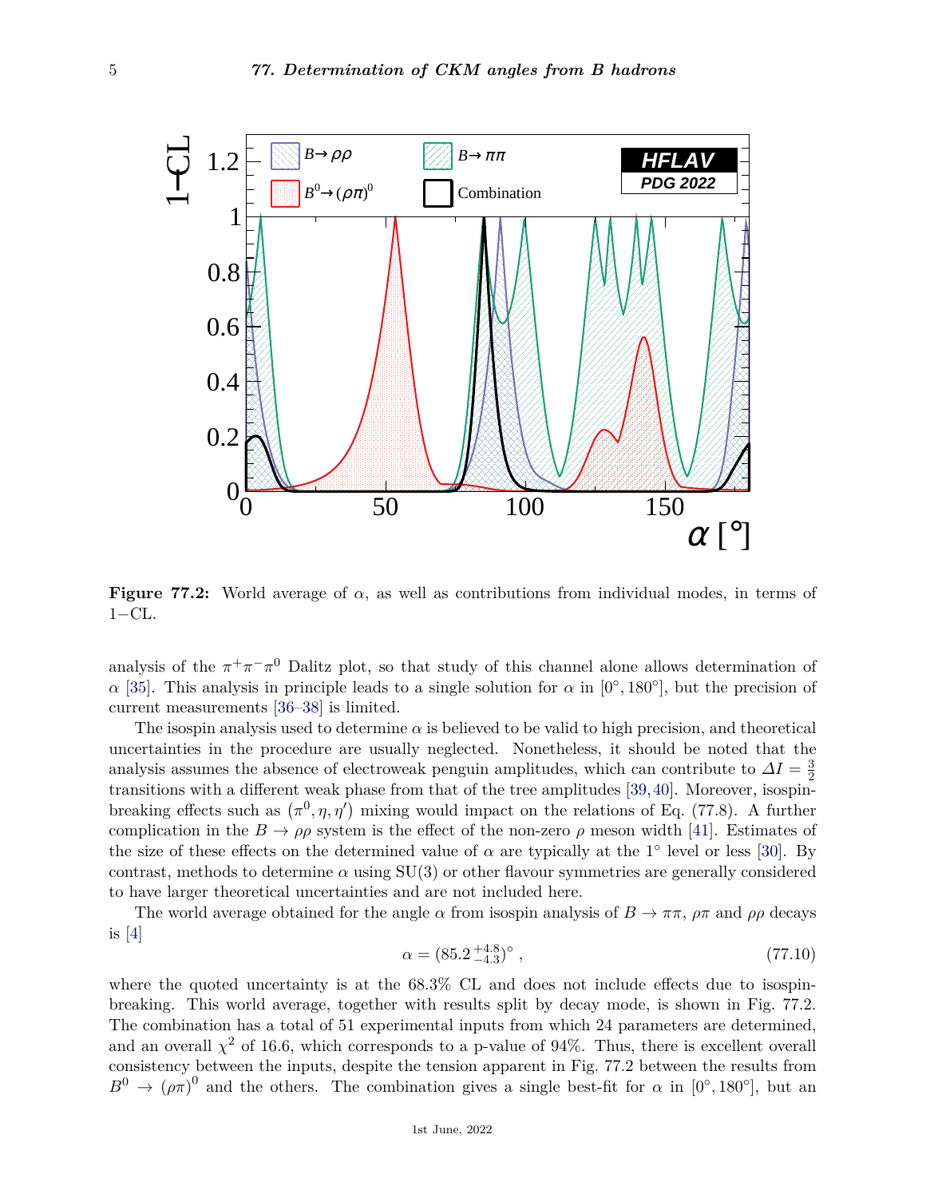**Figure 77.2:** World average of $\alpha$, as well as contributions from individual modes, in terms of 1−CL.

analysis of the $\pi^+\pi^-\pi^0$ Dalitz plot, so that study of this channel alone allows determination of $\alpha$ [35]. This analysis in principle leads to a single solution for $\alpha$ in $[0^\circ, 180^\circ]$, but the precision of current measurements [36–38] is limited.

The isospin analysis used to determine $\alpha$ is believed to be valid to high precision, and theoretical uncertainties in the procedure are usually neglected. Nonetheless, it should be noted that the analysis assumes the absence of electroweak penguin amplitudes, which can contribute to $\Delta I = \frac{3}{2}$ transitions with a different weak phase from that of the tree amplitudes [39,40]. Moreover, isospin-breaking effects such as $(\pi^0, \eta, \eta')$ mixing would impact on the relations of Eq. (77.8). A further complication in the $B \to \rho\rho$ system is the effect of the non-zero $\rho$ meson width [41]. Estimates of the size of these effects on the determined value of $\alpha$ are typically at the $1^\circ$ level or less [30]. By contrast, methods to determine $\alpha$ using SU(3) or other flavour symmetries are generally considered to have larger theoretical uncertainties and are not included here.

The world average obtained for the angle $\alpha$ from isospin analysis of $B \to \pi\pi$, $\rho\pi$ and $\rho\rho$ decays is [4]

$$\alpha = (85.2\,^{+4.8}_{-4.3})^\circ\,, \tag{77.10}$$

where the quoted uncertainty is at the 68.3% CL and does not include effects due to isospin-breaking. This world average, together with results split by decay mode, is shown in Fig. 77.2. The combination has a total of 51 experimental inputs from which 24 parameters are determined, and an overall $\chi^2$ of 16.6, which corresponds to a p-value of 94%. Thus, there is excellent overall consistency between the inputs, despite the tension apparent in Fig. 77.2 between the results from $B^0 \to (\rho\pi)^0$ and the others. The combination gives a single best-fit for $\alpha$ in $[0^\circ, 180^\circ]$, but an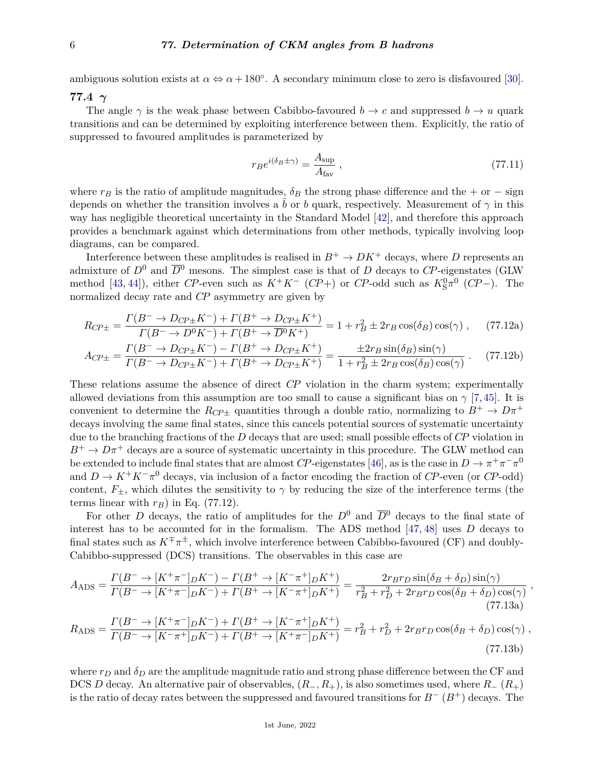ambiguous solution exists at $\alpha \Leftrightarrow \alpha + 180°$. A secondary minimum close to zero is disfavoured [30].

## 77.4 $\gamma$

The angle $\gamma$ is the weak phase between Cabibbo-favoured $b \to c$ and suppressed $b \to u$ quark transitions and can be determined by exploiting interference between them. Explicitly, the ratio of suppressed to favoured amplitudes is parameterized by

$$r_B e^{i(\delta_B \pm \gamma)} = \frac{A_{\rm sup}}{A_{\rm fav}} \,, \tag{77.11}$$

where $r_B$ is the ratio of amplitude magnitudes, $\delta_B$ the strong phase difference and the + or − sign depends on whether the transition involves a $\bar{b}$ or $b$ quark, respectively. Measurement of $\gamma$ in this way has negligible theoretical uncertainty in the Standard Model [42], and therefore this approach provides a benchmark against which determinations from other methods, typically involving loop diagrams, can be compared.

Interference between these amplitudes is realised in $B^+ \to DK^+$ decays, where $D$ represents an admixture of $D^0$ and $\overline{D}^0$ mesons. The simplest case is that of $D$ decays to *CP*-eigenstates (GLW method [43, 44]), either *CP*-even such as $K^+K^-$ (*CP*+) or *CP*-odd such as $K^0_S\pi^0$ (*CP*−). The normalized decay rate and *CP* asymmetry are given by

$$R_{CP\pm} = \frac{\Gamma(B^- \to D_{CP\pm}K^-) + \Gamma(B^+ \to D_{CP\pm}K^+)}{\Gamma(B^- \to D^0K^-) + \Gamma(B^+ \to \overline{D}^0K^+)} = 1 + r_B^2 \pm 2r_B\cos(\delta_B)\cos(\gamma) \,, \tag{77.12a}$$

$$A_{CP\pm} = \frac{\Gamma(B^- \to D_{CP\pm}K^-) - \Gamma(B^+ \to D_{CP\pm}K^+)}{\Gamma(B^- \to D_{CP\pm}K^-) + \Gamma(B^+ \to D_{CP\pm}K^+)} = \frac{\pm 2r_B\sin(\delta_B)\sin(\gamma)}{1 + r_B^2 \pm 2r_B\cos(\delta_B)\cos(\gamma)} \,. \tag{77.12b}$$

These relations assume the absence of direct *CP* violation in the charm system; experimentally allowed deviations from this assumption are too small to cause a significant bias on $\gamma$ [7, 45]. It is convenient to determine the $R_{CP\pm}$ quantities through a double ratio, normalizing to $B^+ \to D\pi^+$ decays involving the same final states, since this cancels potential sources of systematic uncertainty due to the branching fractions of the $D$ decays that are used; small possible effects of *CP* violation in $B^+ \to D\pi^+$ decays are a source of systematic uncertainty in this procedure. The GLW method can be extended to include final states that are almost *CP*-eigenstates [46], as is the case in $D \to \pi^+\pi^-\pi^0$ and $D \to K^+K^-\pi^0$ decays, via inclusion of a factor encoding the fraction of *CP*-even (or *CP*-odd) content, $F_\pm$, which dilutes the sensitivity to $\gamma$ by reducing the size of the interference terms (the terms linear with $r_B$) in Eq. (77.12).

For other $D$ decays, the ratio of amplitudes for the $D^0$ and $\overline{D}^0$ decays to the final state of interest has to be accounted for in the formalism. The ADS method [47, 48] uses $D$ decays to final states such as $K^\mp\pi^\pm$, which involve interference between Cabibbo-favoured (CF) and doubly-Cabibbo-suppressed (DCS) transitions. The observables in this case are

$$A_{\rm ADS} = \frac{\Gamma(B^- \to [K^+\pi^-]_DK^-) - \Gamma(B^+ \to [K^-\pi^+]_DK^+)}{\Gamma(B^- \to [K^+\pi^-]_DK^-) + \Gamma(B^+ \to [K^-\pi^+]_DK^+)} = \frac{2r_Br_D\sin(\delta_B+\delta_D)\sin(\gamma)}{r_B^2 + r_D^2 + 2r_Br_D\cos(\delta_B+\delta_D)\cos(\gamma)} \,, \tag{77.13a}$$

$$R_{\rm ADS} = \frac{\Gamma(B^- \to [K^+\pi^-]_DK^-) + \Gamma(B^+ \to [K^-\pi^+]_DK^+)}{\Gamma(B^- \to [K^-\pi^+]_DK^-) + \Gamma(B^+ \to [K^+\pi^-]_DK^+)} = r_B^2 + r_D^2 + 2r_Br_D\cos(\delta_B+\delta_D)\cos(\gamma) \,, \tag{77.13b}$$

where $r_D$ and $\delta_D$ are the amplitude magnitude ratio and strong phase difference between the CF and DCS $D$ decay. An alternative pair of observables, $(R_-, R_+)$, is also sometimes used, where $R_-$ ($R_+$) is the ratio of decay rates between the suppressed and favoured transitions for $B^-$ ($B^+$) decays. The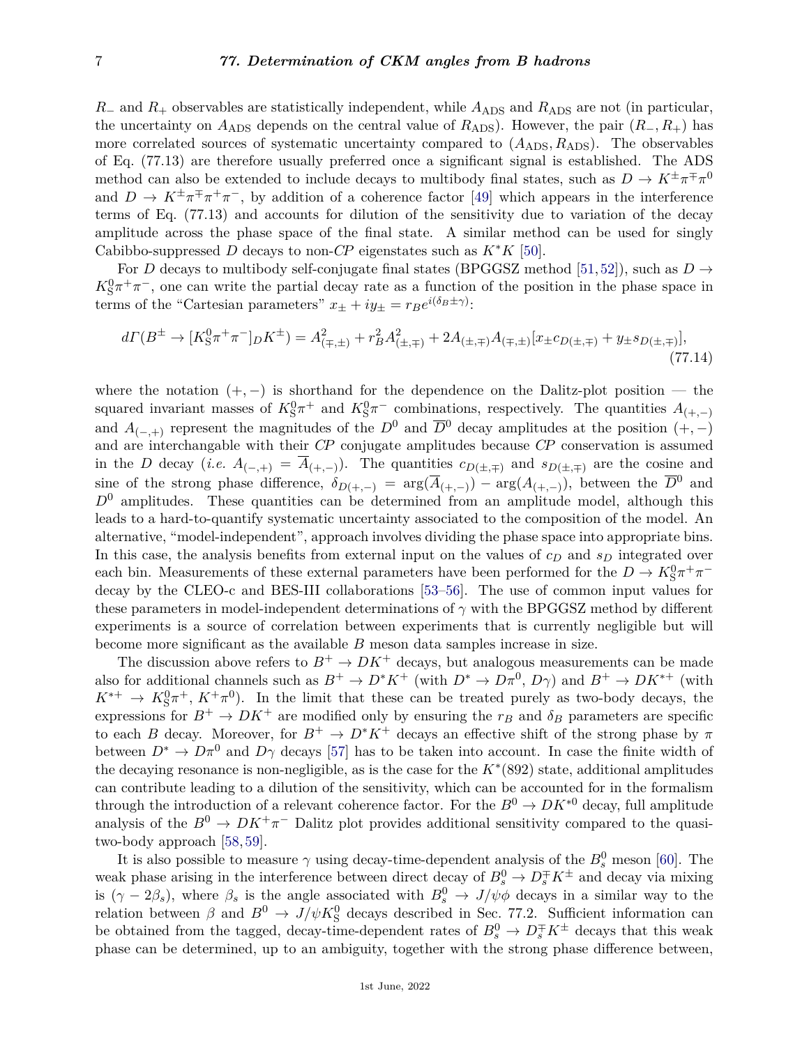$R_-$ and $R_+$ observables are statistically independent, while $A_{\rm ADS}$ and $R_{\rm ADS}$ are not (in particular, the uncertainty on $A_{\rm ADS}$ depends on the central value of $R_{\rm ADS}$). However, the pair $(R_-, R_+)$ has more correlated sources of systematic uncertainty compared to $(A_{\rm ADS}, R_{\rm ADS})$. The observables of Eq. (77.13) are therefore usually preferred once a significant signal is established. The ADS method can also be extended to include decays to multibody final states, such as $D \to K^\pm\pi^\mp\pi^0$ and $D \to K^\pm\pi^\mp\pi^+\pi^-$, by addition of a coherence factor [49] which appears in the interference terms of Eq. (77.13) and accounts for dilution of the sensitivity due to variation of the decay amplitude across the phase space of the final state. A similar method can be used for singly Cabibbo-suppressed $D$ decays to non-$CP$ eigenstates such as $K^*K$ [50].

For $D$ decays to multibody self-conjugate final states (BPGGSZ method [51,52]), such as $D \to K^0_{\rm S}\pi^+\pi^-$, one can write the partial decay rate as a function of the position in the phase space in terms of the "Cartesian parameters" $x_\pm + iy_\pm = r_B e^{i(\delta_B \pm \gamma)}$:

$$d\Gamma(B^\pm \to [K^0_{\rm S}\pi^+\pi^-]_D K^\pm) = A^2_{(\mp,\pm)} + r_B^2 A^2_{(\pm,\mp)} + 2A_{(\pm,\mp)}A_{(\mp,\pm)}[x_\pm c_{D(\pm,\mp)} + y_\pm s_{D(\pm,\mp)}], \tag{77.14}$$

where the notation $(+,-)$ is shorthand for the dependence on the Dalitz-plot position — the squared invariant masses of $K^0_{\rm S}\pi^+$ and $K^0_{\rm S}\pi^-$ combinations, respectively. The quantities $A_{(+,-)}$ and $A_{(-,+)}$ represent the magnitudes of the $D^0$ and $\overline{D}{}^0$ decay amplitudes at the position $(+,-)$ and are interchangable with their $CP$ conjugate amplitudes because $CP$ conservation is assumed in the $D$ decay (*i.e.* $A_{(-,+)} = \overline{A}_{(+,-)}$). The quantities $c_{D(\pm,\mp)}$ and $s_{D(\pm,\mp)}$ are the cosine and sine of the strong phase difference, $\delta_{D(+,-)} = \arg(\overline{A}_{(+,-)}) - \arg(A_{(+,-)})$, between the $\overline{D}{}^0$ and $D^0$ amplitudes. These quantities can be determined from an amplitude model, although this leads to a hard-to-quantify systematic uncertainty associated to the composition of the model. An alternative, "model-independent", approach involves dividing the phase space into appropriate bins. In this case, the analysis benefits from external input on the values of $c_D$ and $s_D$ integrated over each bin. Measurements of these external parameters have been performed for the $D \to K^0_{\rm S}\pi^+\pi^-$ decay by the CLEO-c and BES-III collaborations [53–56]. The use of common input values for these parameters in model-independent determinations of $\gamma$ with the BPGGSZ method by different experiments is a source of correlation between experiments that is currently negligible but will become more significant as the available $B$ meson data samples increase in size.

The discussion above refers to $B^+ \to DK^+$ decays, but analogous measurements can be made also for additional channels such as $B^+ \to D^*K^+$ (with $D^* \to D\pi^0$, $D\gamma$) and $B^+ \to DK^{*+}$ (with $K^{*+} \to K^0_{\rm S}\pi^+$, $K^+\pi^0$). In the limit that these can be treated purely as two-body decays, the expressions for $B^+ \to DK^+$ are modified only by ensuring the $r_B$ and $\delta_B$ parameters are specific to each $B$ decay. Moreover, for $B^+ \to D^*K^+$ decays an effective shift of the strong phase by $\pi$ between $D^* \to D\pi^0$ and $D\gamma$ decays [57] has to be taken into account. In case the finite width of the decaying resonance is non-negligible, as is the case for the $K^*(892)$ state, additional amplitudes can contribute leading to a dilution of the sensitivity, which can be accounted for in the formalism through the introduction of a relevant coherence factor. For the $B^0 \to DK^{*0}$ decay, full amplitude analysis of the $B^0 \to DK^+\pi^-$ Dalitz plot provides additional sensitivity compared to the quasi-two-body approach [58,59].

It is also possible to measure $\gamma$ using decay-time-dependent analysis of the $B^0_s$ meson [60]. The weak phase arising in the interference between direct decay of $B^0_s \to D_s^\mp K^\pm$ and decay via mixing is $(\gamma - 2\beta_s)$, where $\beta_s$ is the angle associated with $B^0_s \to J/\psi\phi$ decays in a similar way to the relation between $\beta$ and $B^0 \to J/\psi K^0_{\rm S}$ decays described in Sec. 77.2. Sufficient information can be obtained from the tagged, decay-time-dependent rates of $B^0_s \to D_s^\mp K^\pm$ decays that this weak phase can be determined, up to an ambiguity, together with the strong phase difference between,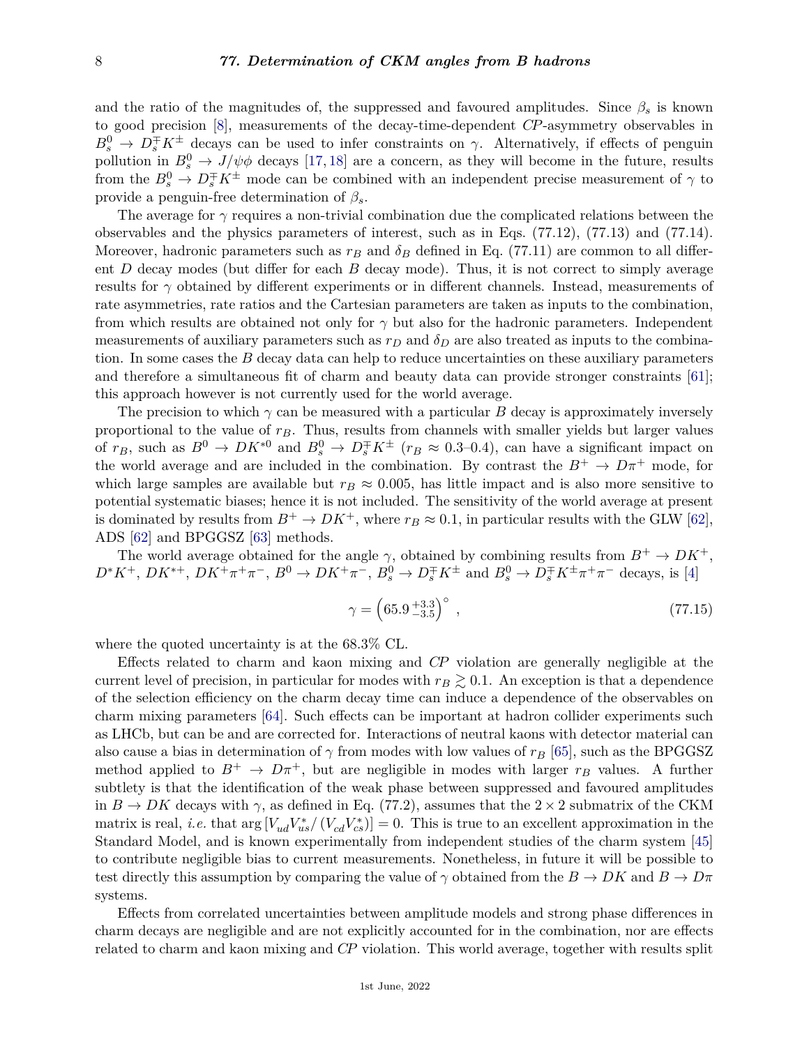and the ratio of the magnitudes of, the suppressed and favoured amplitudes. Since $\beta_s$ is known to good precision [8], measurements of the decay-time-dependent *CP*-asymmetry observables in $B_s^0 \to D_s^\mp K^\pm$ decays can be used to infer constraints on $\gamma$. Alternatively, if effects of penguin pollution in $B_s^0 \to J/\psi\phi$ decays [17, 18] are a concern, as they will become in the future, results from the $B_s^0 \to D_s^\mp K^\pm$ mode can be combined with an independent precise measurement of $\gamma$ to provide a penguin-free determination of $\beta_s$.

The average for $\gamma$ requires a non-trivial combination due the complicated relations between the observables and the physics parameters of interest, such as in Eqs. (77.12), (77.13) and (77.14). Moreover, hadronic parameters such as $r_B$ and $\delta_B$ defined in Eq. (77.11) are common to all different $D$ decay modes (but differ for each $B$ decay mode). Thus, it is not correct to simply average results for $\gamma$ obtained by different experiments or in different channels. Instead, measurements of rate asymmetries, rate ratios and the Cartesian parameters are taken as inputs to the combination, from which results are obtained not only for $\gamma$ but also for the hadronic parameters. Independent measurements of auxiliary parameters such as $r_D$ and $\delta_D$ are also treated as inputs to the combination. In some cases the $B$ decay data can help to reduce uncertainties on these auxiliary parameters and therefore a simultaneous fit of charm and beauty data can provide stronger constraints [61]; this approach however is not currently used for the world average.

The precision to which $\gamma$ can be measured with a particular $B$ decay is approximately inversely proportional to the value of $r_B$. Thus, results from channels with smaller yields but larger values of $r_B$, such as $B^0 \to DK^{*0}$ and $B_s^0 \to D_s^\mp K^\pm$ ($r_B \approx 0.3$–$0.4$), can have a significant impact on the world average and are included in the combination. By contrast the $B^+ \to D\pi^+$ mode, for which large samples are available but $r_B \approx 0.005$, has little impact and is also more sensitive to potential systematic biases; hence it is not included. The sensitivity of the world average at present is dominated by results from $B^+ \to DK^+$, where $r_B \approx 0.1$, in particular results with the GLW [62], ADS [62] and BPGGSZ [63] methods.

The world average obtained for the angle $\gamma$, obtained by combining results from $B^+ \to DK^+$, $D^*K^+$, $DK^{*+}$, $DK^+\pi^+\pi^-$, $B^0 \to DK^+\pi^-$, $B_s^0 \to D_s^\mp K^\pm$ and $B_s^0 \to D_s^\mp K^\pm\pi^+\pi^-$ decays, is [4]

$$\gamma = \left(65.9\,^{+3.3}_{-3.5}\right)^\circ \,, \tag{77.15}$$

where the quoted uncertainty is at the 68.3% CL.

Effects related to charm and kaon mixing and *CP* violation are generally negligible at the current level of precision, in particular for modes with $r_B \gtrsim 0.1$. An exception is that a dependence of the selection efficiency on the charm decay time can induce a dependence of the observables on charm mixing parameters [64]. Such effects can be important at hadron collider experiments such as LHCb, but can be and are corrected for. Interactions of neutral kaons with detector material can also cause a bias in determination of $\gamma$ from modes with low values of $r_B$ [65], such as the BPGGSZ method applied to $B^+ \to D\pi^+$, but are negligible in modes with larger $r_B$ values. A further subtlety is that the identification of the weak phase between suppressed and favoured amplitudes in $B \to DK$ decays with $\gamma$, as defined in Eq. (77.2), assumes that the $2 \times 2$ submatrix of the CKM matrix is real, *i.e.* that $\arg\left[V_{ud}V_{us}^*/\left(V_{cd}V_{cs}^*\right)\right] = 0$. This is true to an excellent approximation in the Standard Model, and is known experimentally from independent studies of the charm system [45] to contribute negligible bias to current measurements. Nonetheless, in future it will be possible to test directly this assumption by comparing the value of $\gamma$ obtained from the $B \to DK$ and $B \to D\pi$ systems.

Effects from correlated uncertainties between amplitude models and strong phase differences in charm decays are negligible and are not explicitly accounted for in the combination, nor are effects related to charm and kaon mixing and *CP* violation. This world average, together with results split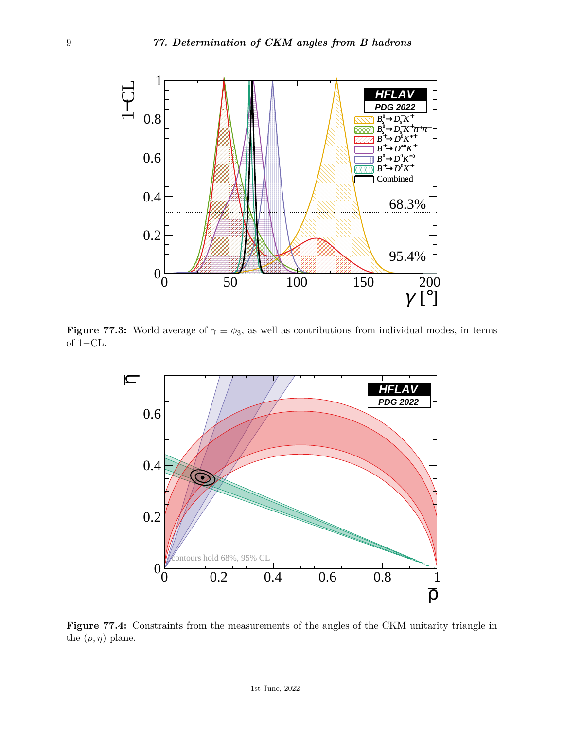**Figure 77.3:** World average of $\gamma \equiv \phi_3$, as well as contributions from individual modes, in terms of $1-$CL.

**Figure 77.4:** Constraints from the measurements of the angles of the CKM unitarity triangle in the $(\overline{\rho}, \overline{\eta})$ plane.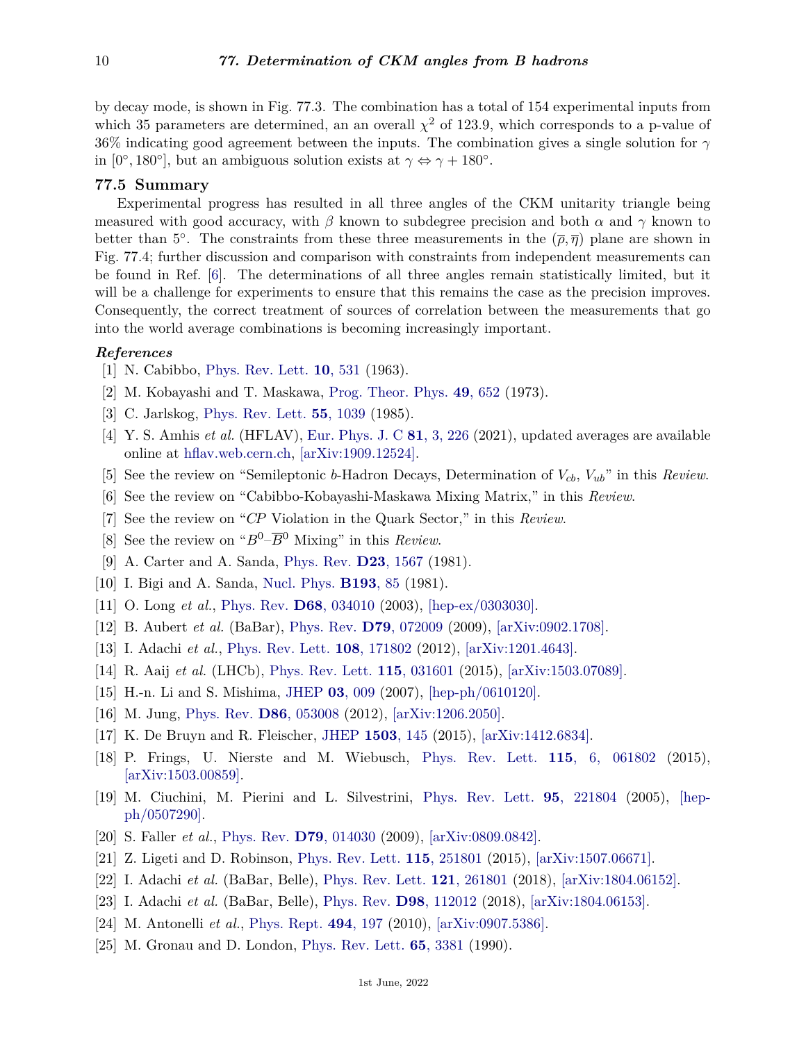by decay mode, is shown in Fig. 77.3. The combination has a total of 154 experimental inputs from which 35 parameters are determined, an an overall $\chi^2$ of 123.9, which corresponds to a p-value of 36% indicating good agreement between the inputs. The combination gives a single solution for $\gamma$ in $[0^\circ, 180^\circ]$, but an ambiguous solution exists at $\gamma \Leftrightarrow \gamma + 180^\circ$.

## 77.5 Summary

Experimental progress has resulted in all three angles of the CKM unitarity triangle being measured with good accuracy, with $\beta$ known to subdegree precision and both $\alpha$ and $\gamma$ known to better than $5^\circ$. The constraints from these three measurements in the $(\overline{\rho}, \overline{\eta})$ plane are shown in Fig. 77.4; further discussion and comparison with constraints from independent measurements can be found in Ref. [6]. The determinations of all three angles remain statistically limited, but it will be a challenge for experiments to ensure that this remains the case as the precision improves. Consequently, the correct treatment of sources of correlation between the measurements that go into the world average combinations is becoming increasingly important.

### *References*

[1] N. Cabibbo, Phys. Rev. Lett. **10**, 531 (1963).

[2] M. Kobayashi and T. Maskawa, Prog. Theor. Phys. **49**, 652 (1973).

[3] C. Jarlskog, Phys. Rev. Lett. **55**, 1039 (1985).

[4] Y. S. Amhis *et al.* (HFLAV), Eur. Phys. J. C **81**, 3, 226 (2021), updated averages are available online at hflav.web.cern.ch, [arXiv:1909.12524].

[5] See the review on "Semileptonic $b$-Hadron Decays, Determination of $V_{cb}$, $V_{ub}$" in this *Review*.

[6] See the review on "Cabibbo-Kobayashi-Maskawa Mixing Matrix," in this *Review*.

[7] See the review on "*CP* Violation in the Quark Sector," in this *Review*.

[8] See the review on "$B^0$–$\overline{B}^0$ Mixing" in this *Review*.

[9] A. Carter and A. Sanda, Phys. Rev. **D23**, 1567 (1981).

[10] I. Bigi and A. Sanda, Nucl. Phys. **B193**, 85 (1981).

[11] O. Long *et al.*, Phys. Rev. **D68**, 034010 (2003), [hep-ex/0303030].

[12] B. Aubert *et al.* (BaBar), Phys. Rev. **D79**, 072009 (2009), [arXiv:0902.1708].

[13] I. Adachi *et al.*, Phys. Rev. Lett. **108**, 171802 (2012), [arXiv:1201.4643].

[14] R. Aaij *et al.* (LHCb), Phys. Rev. Lett. **115**, 031601 (2015), [arXiv:1503.07089].

[15] H.-n. Li and S. Mishima, JHEP **03**, 009 (2007), [hep-ph/0610120].

[16] M. Jung, Phys. Rev. **D86**, 053008 (2012), [arXiv:1206.2050].

[17] K. De Bruyn and R. Fleischer, JHEP **1503**, 145 (2015), [arXiv:1412.6834].

[18] P. Frings, U. Nierste and M. Wiebusch, Phys. Rev. Lett. **115**, 6, 061802 (2015), [arXiv:1503.00859].

[19] M. Ciuchini, M. Pierini and L. Silvestrini, Phys. Rev. Lett. **95**, 221804 (2005), [hep-ph/0507290].

[20] S. Faller *et al.*, Phys. Rev. **D79**, 014030 (2009), [arXiv:0809.0842].

[21] Z. Ligeti and D. Robinson, Phys. Rev. Lett. **115**, 251801 (2015), [arXiv:1507.06671].

[22] I. Adachi *et al.* (BaBar, Belle), Phys. Rev. Lett. **121**, 261801 (2018), [arXiv:1804.06152].

[23] I. Adachi *et al.* (BaBar, Belle), Phys. Rev. **D98**, 112012 (2018), [arXiv:1804.06153].

[24] M. Antonelli *et al.*, Phys. Rept. **494**, 197 (2010), [arXiv:0907.5386].

[25] M. Gronau and D. London, Phys. Rev. Lett. **65**, 3381 (1990).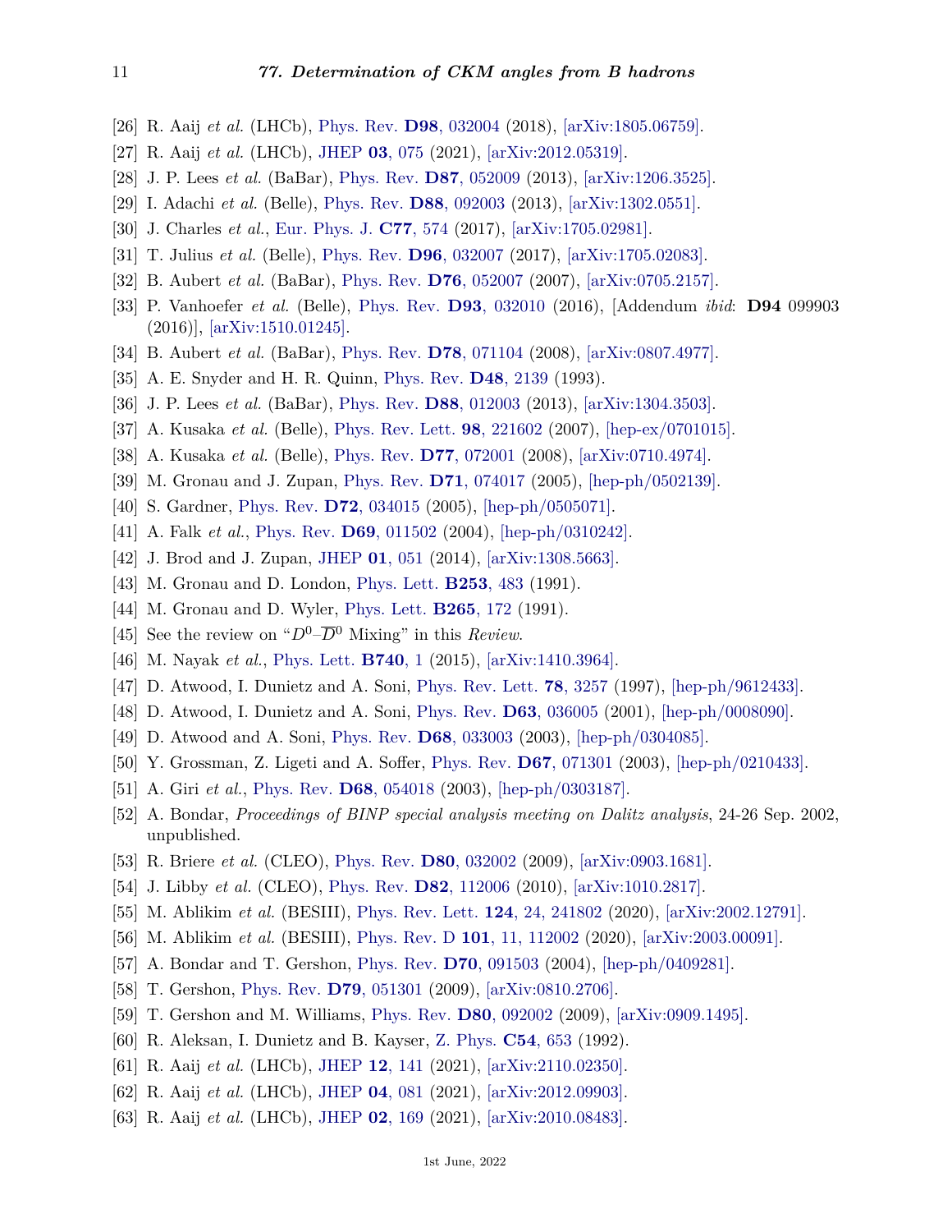[26] R. Aaij *et al.* (LHCb), Phys. Rev. **D98**, 032004 (2018), [arXiv:1805.06759].

[27] R. Aaij *et al.* (LHCb), JHEP **03**, 075 (2021), [arXiv:2012.05319].

[28] J. P. Lees *et al.* (BaBar), Phys. Rev. **D87**, 052009 (2013), [arXiv:1206.3525].

[29] I. Adachi *et al.* (Belle), Phys. Rev. **D88**, 092003 (2013), [arXiv:1302.0551].

[30] J. Charles *et al.*, Eur. Phys. J. **C77**, 574 (2017), [arXiv:1705.02981].

[31] T. Julius *et al.* (Belle), Phys. Rev. **D96**, 032007 (2017), [arXiv:1705.02083].

[32] B. Aubert *et al.* (BaBar), Phys. Rev. **D76**, 052007 (2007), [arXiv:0705.2157].

[33] P. Vanhoefer *et al.* (Belle), Phys. Rev. **D93**, 032010 (2016), [Addendum *ibid*: **D94** 099903 (2016)], [arXiv:1510.01245].

[34] B. Aubert *et al.* (BaBar), Phys. Rev. **D78**, 071104 (2008), [arXiv:0807.4977].

[35] A. E. Snyder and H. R. Quinn, Phys. Rev. **D48**, 2139 (1993).

[36] J. P. Lees *et al.* (BaBar), Phys. Rev. **D88**, 012003 (2013), [arXiv:1304.3503].

[37] A. Kusaka *et al.* (Belle), Phys. Rev. Lett. **98**, 221602 (2007), [hep-ex/0701015].

[38] A. Kusaka *et al.* (Belle), Phys. Rev. **D77**, 072001 (2008), [arXiv:0710.4974].

[39] M. Gronau and J. Zupan, Phys. Rev. **D71**, 074017 (2005), [hep-ph/0502139].

[40] S. Gardner, Phys. Rev. **D72**, 034015 (2005), [hep-ph/0505071].

[41] A. Falk *et al.*, Phys. Rev. **D69**, 011502 (2004), [hep-ph/0310242].

[42] J. Brod and J. Zupan, JHEP **01**, 051 (2014), [arXiv:1308.5663].

[43] M. Gronau and D. London, Phys. Lett. **B253**, 483 (1991).

[44] M. Gronau and D. Wyler, Phys. Lett. **B265**, 172 (1991).

[45] See the review on "$D^0$–$\overline{D}^0$ Mixing" in this *Review*.

[46] M. Nayak *et al.*, Phys. Lett. **B740**, 1 (2015), [arXiv:1410.3964].

[47] D. Atwood, I. Dunietz and A. Soni, Phys. Rev. Lett. **78**, 3257 (1997), [hep-ph/9612433].

[48] D. Atwood, I. Dunietz and A. Soni, Phys. Rev. **D63**, 036005 (2001), [hep-ph/0008090].

[49] D. Atwood and A. Soni, Phys. Rev. **D68**, 033003 (2003), [hep-ph/0304085].

[50] Y. Grossman, Z. Ligeti and A. Soffer, Phys. Rev. **D67**, 071301 (2003), [hep-ph/0210433].

[51] A. Giri *et al.*, Phys. Rev. **D68**, 054018 (2003), [hep-ph/0303187].

[52] A. Bondar, *Proceedings of BINP special analysis meeting on Dalitz analysis*, 24-26 Sep. 2002, unpublished.

[53] R. Briere *et al.* (CLEO), Phys. Rev. **D80**, 032002 (2009), [arXiv:0903.1681].

[54] J. Libby *et al.* (CLEO), Phys. Rev. **D82**, 112006 (2010), [arXiv:1010.2817].

[55] M. Ablikim *et al.* (BESIII), Phys. Rev. Lett. **124**, 24, 241802 (2020), [arXiv:2002.12791].

[56] M. Ablikim *et al.* (BESIII), Phys. Rev. D **101**, 11, 112002 (2020), [arXiv:2003.00091].

[57] A. Bondar and T. Gershon, Phys. Rev. **D70**, 091503 (2004), [hep-ph/0409281].

[58] T. Gershon, Phys. Rev. **D79**, 051301 (2009), [arXiv:0810.2706].

[59] T. Gershon and M. Williams, Phys. Rev. **D80**, 092002 (2009), [arXiv:0909.1495].

[60] R. Aleksan, I. Dunietz and B. Kayser, Z. Phys. **C54**, 653 (1992).

[61] R. Aaij *et al.* (LHCb), JHEP **12**, 141 (2021), [arXiv:2110.02350].

[62] R. Aaij *et al.* (LHCb), JHEP **04**, 081 (2021), [arXiv:2012.09903].

[63] R. Aaij *et al.* (LHCb), JHEP **02**, 169 (2021), [arXiv:2010.08483].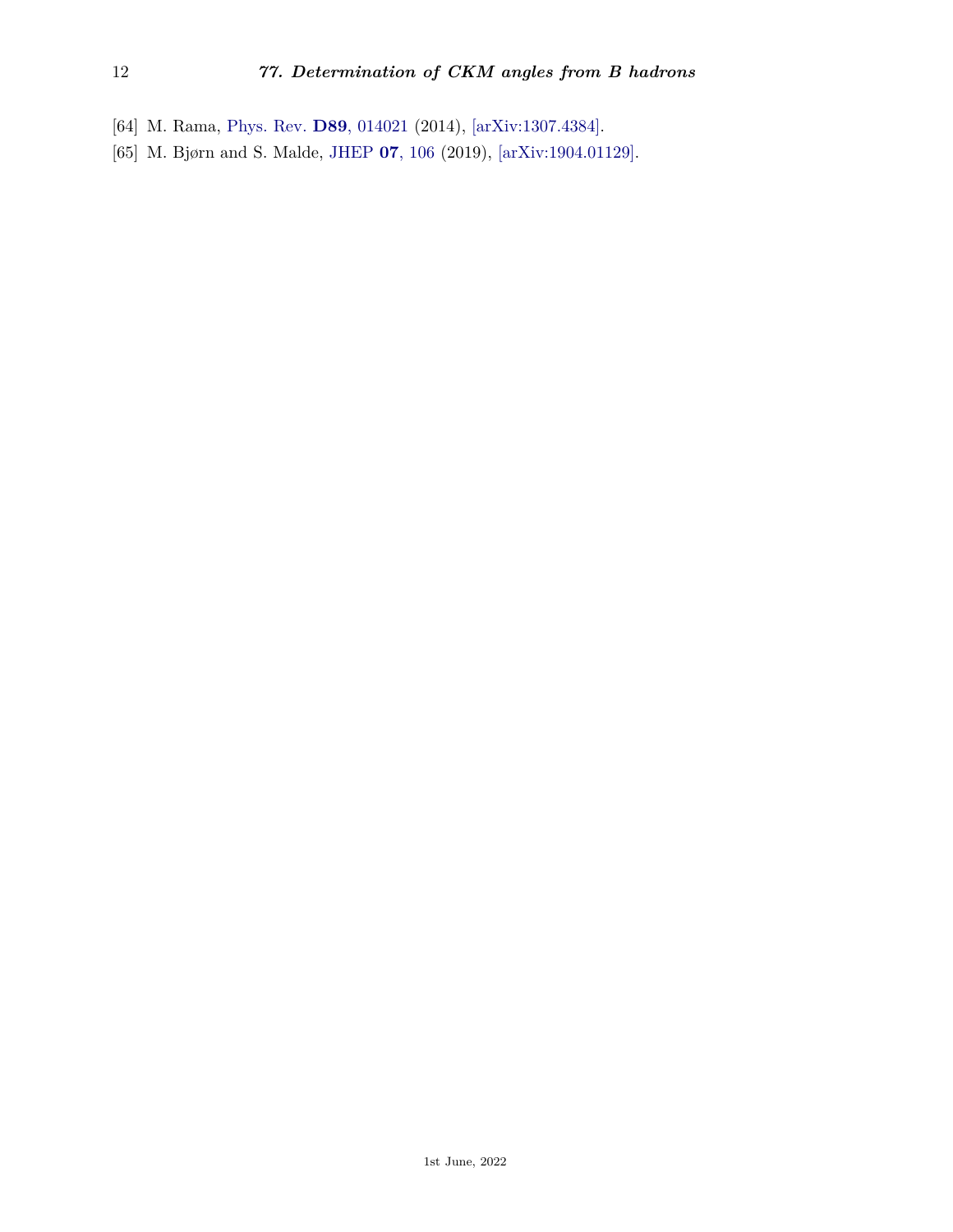[64] M. Rama, Phys. Rev. **D89**, 014021 (2014), [arXiv:1307.4384].

[65] M. Bjørn and S. Malde, JHEP **07**, 106 (2019), [arXiv:1904.01129].